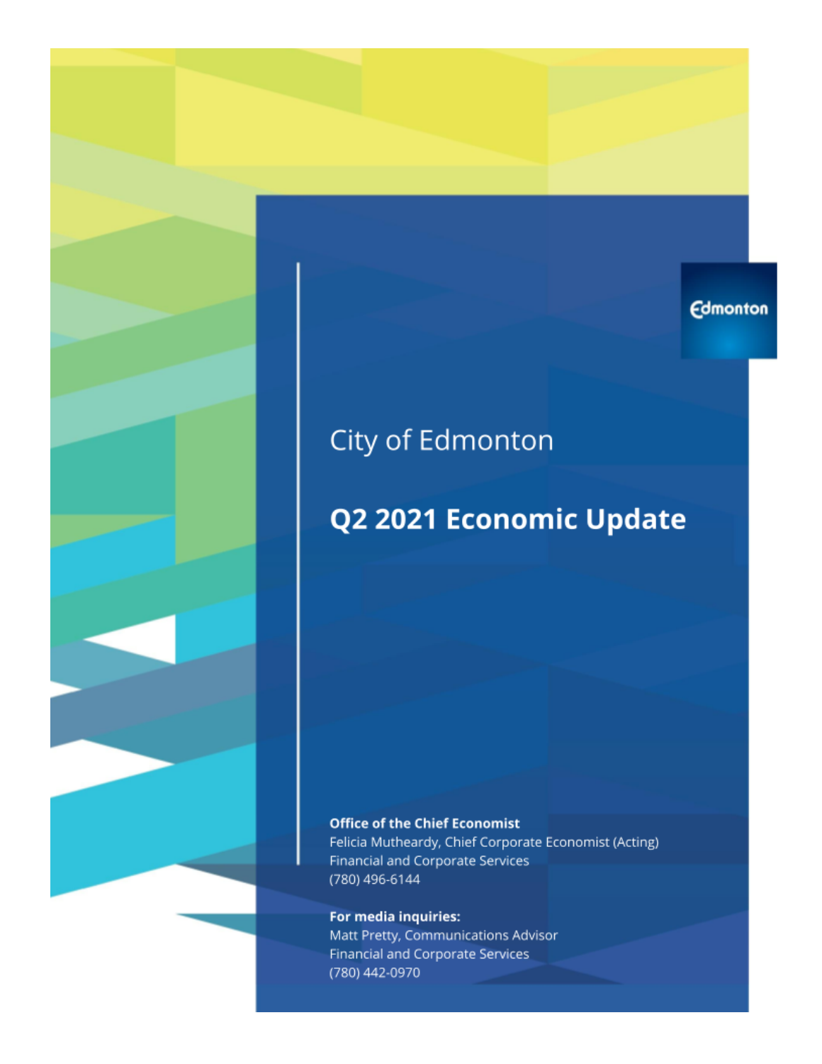Edmonton

City of Edmonton

# Q2 2021 Economic Update

**Office of the Chief Economist**
Felicia Mutheardy, Chief Corporate Economist (Acting)
Financial and Corporate Services
(780) 496-6144

**For media inquiries:**
Matt Pretty, Communications Advisor
Financial and Corporate Services
(780) 442-0970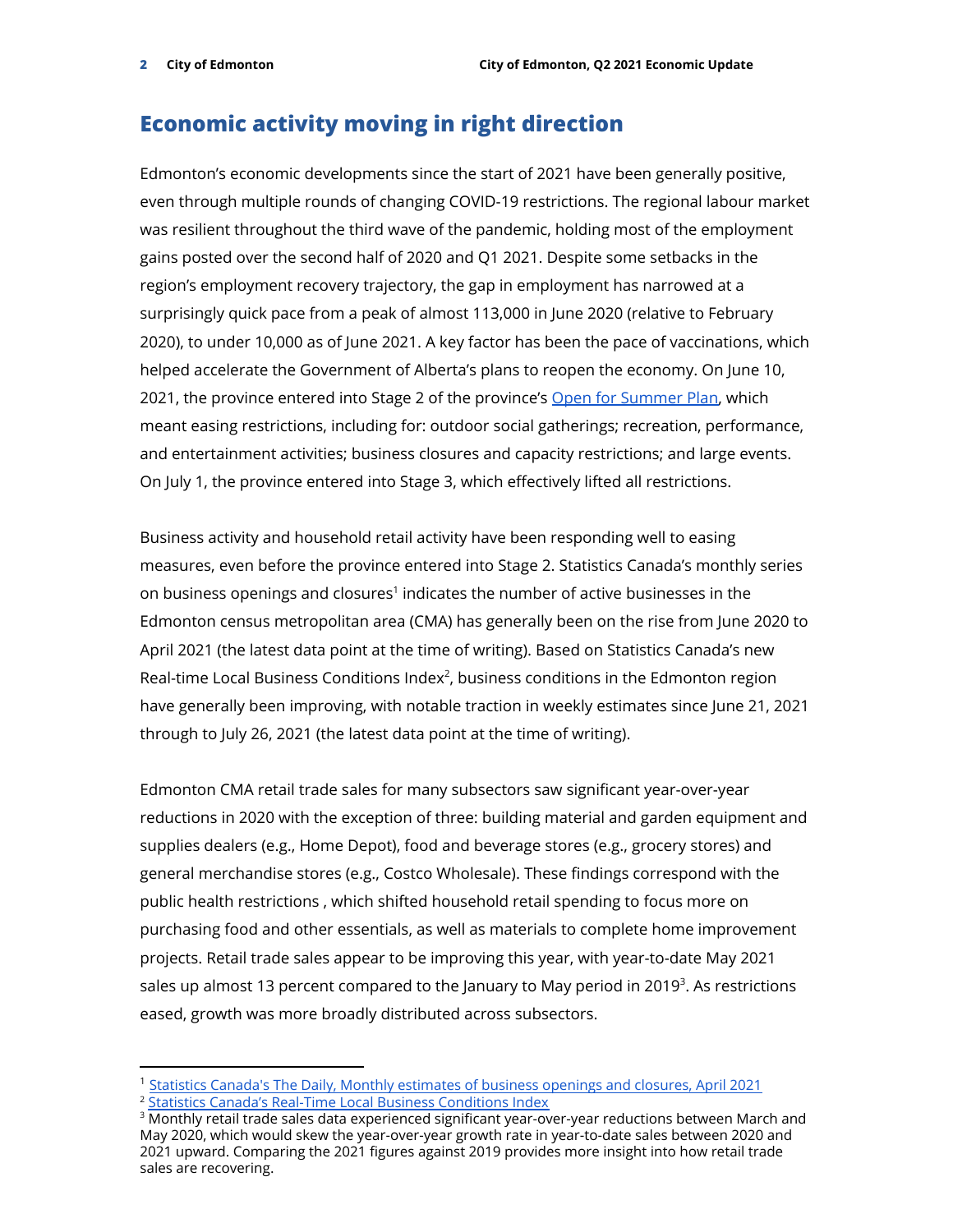## Economic activity moving in right direction

Edmonton's economic developments since the start of 2021 have been generally positive, even through multiple rounds of changing COVID-19 restrictions. The regional labour market was resilient throughout the third wave of the pandemic, holding most of the employment gains posted over the second half of 2020 and Q1 2021. Despite some setbacks in the region's employment recovery trajectory, the gap in employment has narrowed at a surprisingly quick pace from a peak of almost 113,000 in June 2020 (relative to February 2020), to under 10,000 as of June 2021. A key factor has been the pace of vaccinations, which helped accelerate the Government of Alberta's plans to reopen the economy. On June 10, 2021, the province entered into Stage 2 of the province's Open for Summer Plan, which meant easing restrictions, including for: outdoor social gatherings; recreation, performance, and entertainment activities; business closures and capacity restrictions; and large events. On July 1, the province entered into Stage 3, which effectively lifted all restrictions.

Business activity and household retail activity have been responding well to easing measures, even before the province entered into Stage 2. Statistics Canada's monthly series on business openings and closures[1] indicates the number of active businesses in the Edmonton census metropolitan area (CMA) has generally been on the rise from June 2020 to April 2021 (the latest data point at the time of writing). Based on Statistics Canada's new Real-time Local Business Conditions Index[2], business conditions in the Edmonton region have generally been improving, with notable traction in weekly estimates since June 21, 2021 through to July 26, 2021 (the latest data point at the time of writing).

Edmonton CMA retail trade sales for many subsectors saw significant year-over-year reductions in 2020 with the exception of three: building material and garden equipment and supplies dealers (e.g., Home Depot), food and beverage stores (e.g., grocery stores) and general merchandise stores (e.g., Costco Wholesale). These findings correspond with the public health restrictions , which shifted household retail spending to focus more on purchasing food and other essentials, as well as materials to complete home improvement projects. Retail trade sales appear to be improving this year, with year-to-date May 2021 sales up almost 13 percent compared to the January to May period in 2019[3]. As restrictions eased, growth was more broadly distributed across subsectors.

---

[1] Statistics Canada's The Daily, Monthly estimates of business openings and closures, April 2021

[2] Statistics Canada's Real-Time Local Business Conditions Index

[3] Monthly retail trade sales data experienced significant year-over-year reductions between March and May 2020, which would skew the year-over-year growth rate in year-to-date sales between 2020 and 2021 upward. Comparing the 2021 figures against 2019 provides more insight into how retail trade sales are recovering.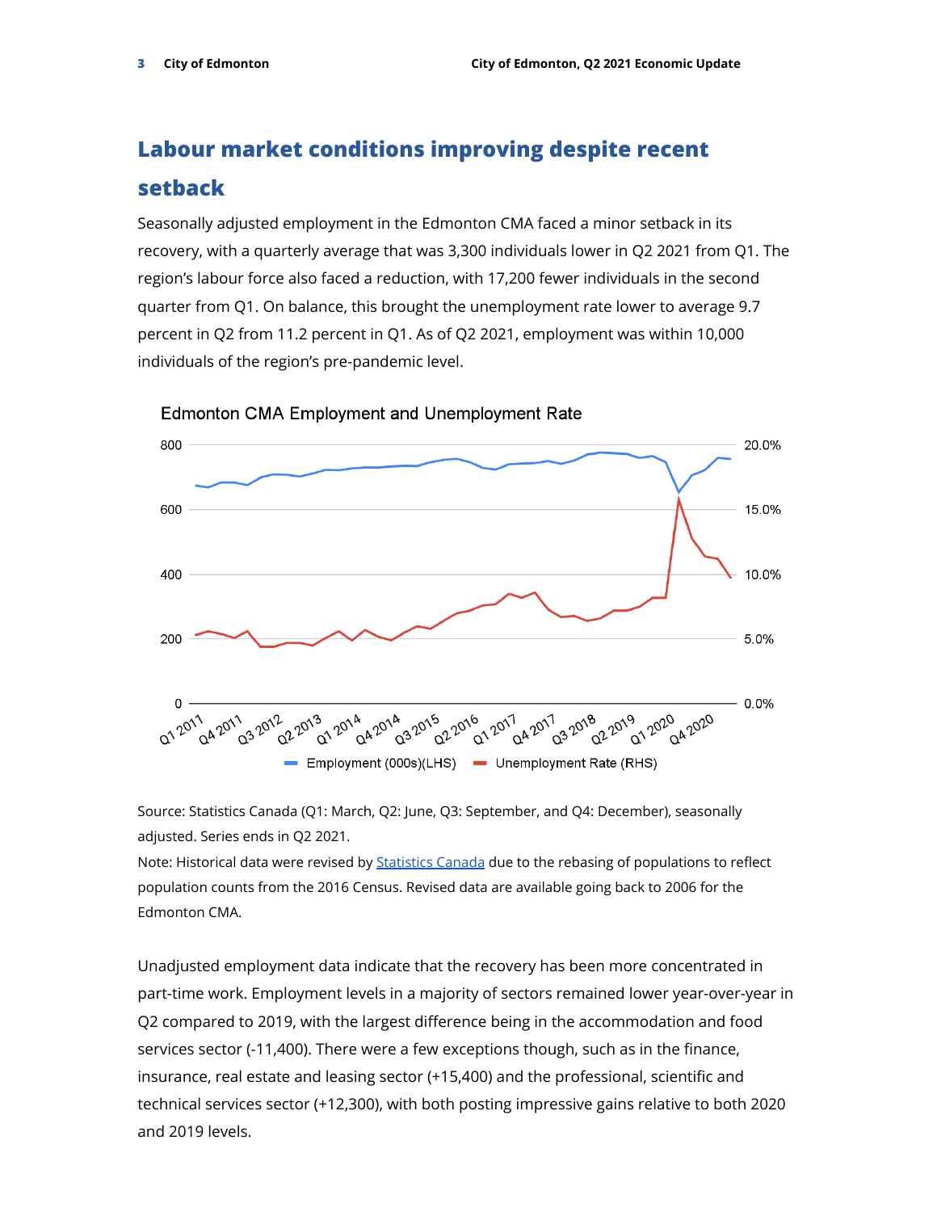## Labour market conditions improving despite recent setback

Seasonally adjusted employment in the Edmonton CMA faced a minor setback in its recovery, with a quarterly average that was 3,300 individuals lower in Q2 2021 from Q1. The region's labour force also faced a reduction, with 17,200 fewer individuals in the second quarter from Q1. On balance, this brought the unemployment rate lower to average 9.7 percent in Q2 from 11.2 percent in Q1. As of Q2 2021, employment was within 10,000 individuals of the region's pre-pandemic level.

Edmonton CMA Employment and Unemployment Rate

Source: Statistics Canada (Q1: March, Q2: June, Q3: September, and Q4: December), seasonally adjusted. Series ends in Q2 2021.

Note: Historical data were revised by Statistics Canada due to the rebasing of populations to reflect population counts from the 2016 Census. Revised data are available going back to 2006 for the Edmonton CMA.

Unadjusted employment data indicate that the recovery has been more concentrated in part-time work. Employment levels in a majority of sectors remained lower year-over-year in Q2 compared to 2019, with the largest difference being in the accommodation and food services sector (-11,400). There were a few exceptions though, such as in the finance, insurance, real estate and leasing sector (+15,400) and the professional, scientific and technical services sector (+12,300), with both posting impressive gains relative to both 2020 and 2019 levels.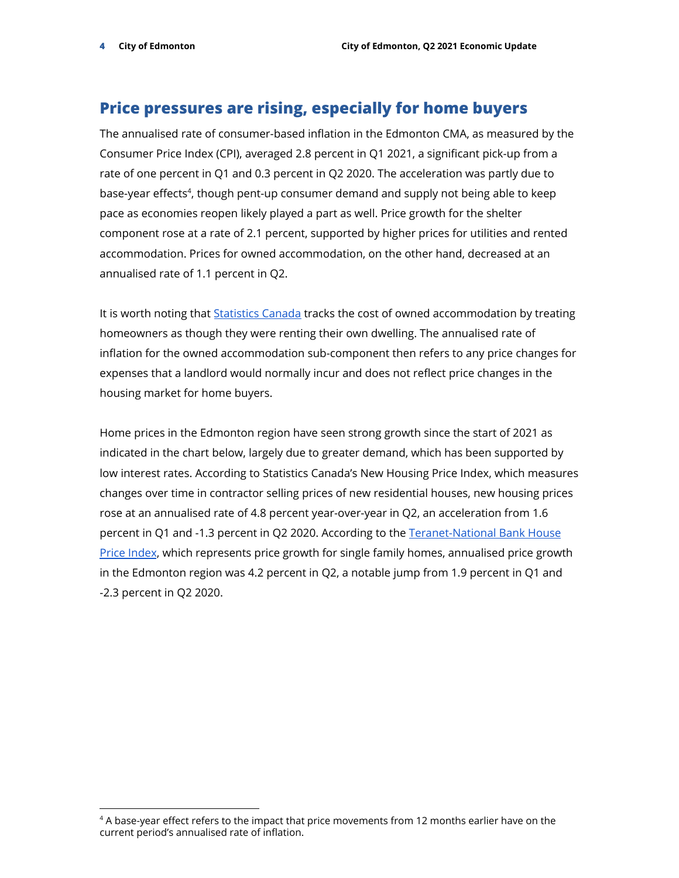## Price pressures are rising, especially for home buyers

The annualised rate of consumer-based inflation in the Edmonton CMA, as measured by the Consumer Price Index (CPI), averaged 2.8 percent in Q1 2021, a significant pick-up from a rate of one percent in Q1 and 0.3 percent in Q2 2020. The acceleration was partly due to base-year effects[4], though pent-up consumer demand and supply not being able to keep pace as economies reopen likely played a part as well. Price growth for the shelter component rose at a rate of 2.1 percent, supported by higher prices for utilities and rented accommodation. Prices for owned accommodation, on the other hand, decreased at an annualised rate of 1.1 percent in Q2.

It is worth noting that Statistics Canada tracks the cost of owned accommodation by treating homeowners as though they were renting their own dwelling. The annualised rate of inflation for the owned accommodation sub-component then refers to any price changes for expenses that a landlord would normally incur and does not reflect price changes in the housing market for home buyers.

Home prices in the Edmonton region have seen strong growth since the start of 2021 as indicated in the chart below, largely due to greater demand, which has been supported by low interest rates. According to Statistics Canada's New Housing Price Index, which measures changes over time in contractor selling prices of new residential houses, new housing prices rose at an annualised rate of 4.8 percent year-over-year in Q2, an acceleration from 1.6 percent in Q1 and -1.3 percent in Q2 2020. According to the Teranet-National Bank House Price Index, which represents price growth for single family homes, annualised price growth in the Edmonton region was 4.2 percent in Q2, a notable jump from 1.9 percent in Q1 and -2.3 percent in Q2 2020.

[4] A base-year effect refers to the impact that price movements from 12 months earlier have on the current period's annualised rate of inflation.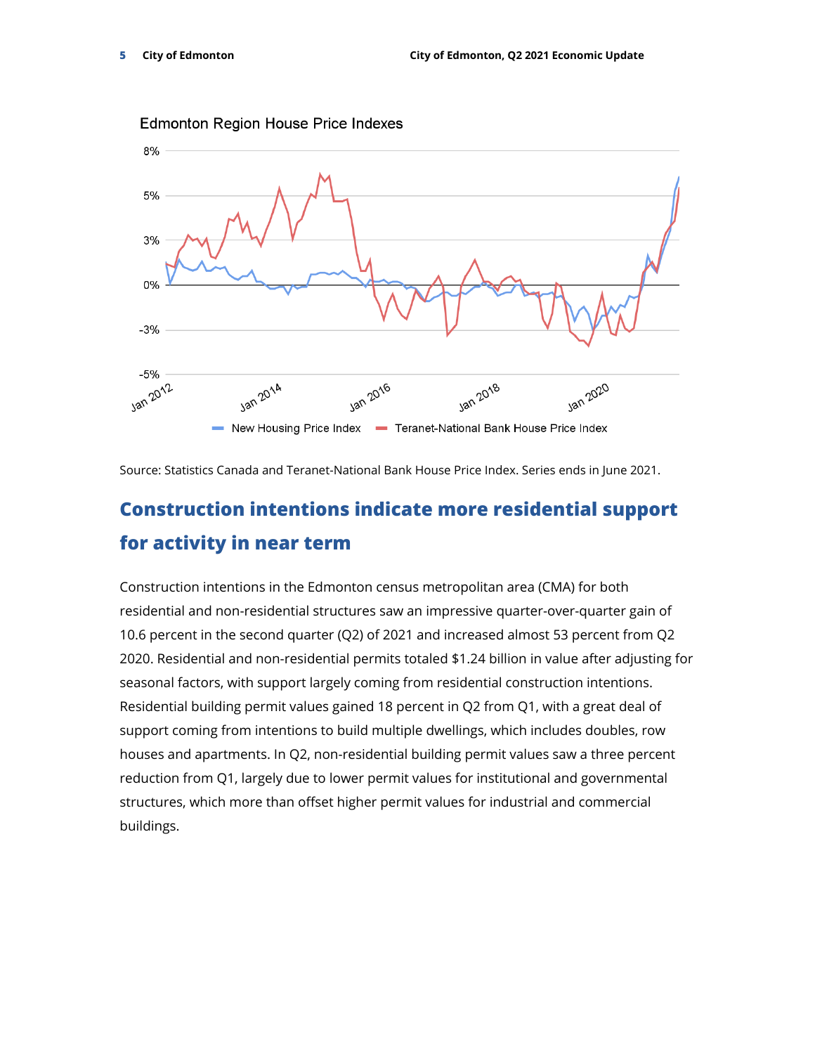Edmonton Region House Price Indexes

Source: Statistics Canada and Teranet-National Bank House Price Index. Series ends in June 2021.

## Construction intentions indicate more residential support for activity in near term

Construction intentions in the Edmonton census metropolitan area (CMA) for both residential and non-residential structures saw an impressive quarter-over-quarter gain of 10.6 percent in the second quarter (Q2) of 2021 and increased almost 53 percent from Q2 2020. Residential and non-residential permits totaled $1.24 billion in value after adjusting for seasonal factors, with support largely coming from residential construction intentions. Residential building permit values gained 18 percent in Q2 from Q1, with a great deal of support coming from intentions to build multiple dwellings, which includes doubles, row houses and apartments. In Q2, non-residential building permit values saw a three percent reduction from Q1, largely due to lower permit values for institutional and governmental structures, which more than offset higher permit values for industrial and commercial buildings.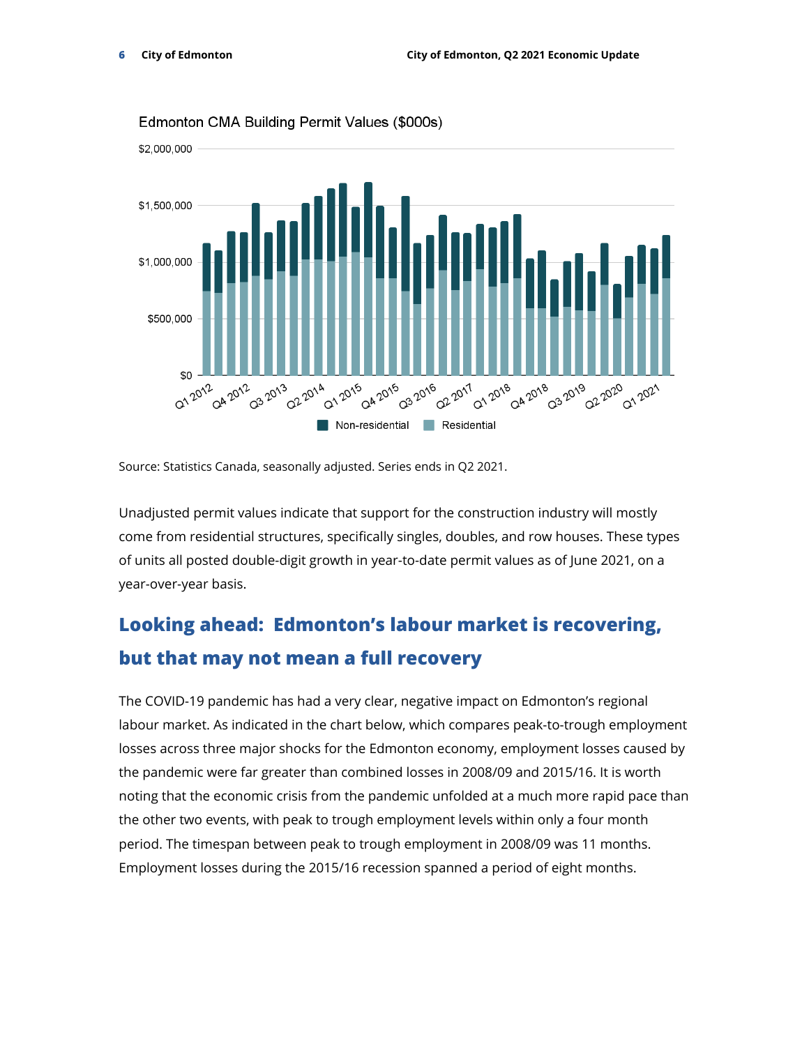Edmonton CMA Building Permit Values ($000s)

Source: Statistics Canada, seasonally adjusted. Series ends in Q2 2021.

Unadjusted permit values indicate that support for the construction industry will mostly come from residential structures, specifically singles, doubles, and row houses. These types of units all posted double-digit growth in year-to-date permit values as of June 2021, on a year-over-year basis.

## Looking ahead: Edmonton's labour market is recovering, but that may not mean a full recovery

The COVID-19 pandemic has had a very clear, negative impact on Edmonton's regional labour market. As indicated in the chart below, which compares peak-to-trough employment losses across three major shocks for the Edmonton economy, employment losses caused by the pandemic were far greater than combined losses in 2008/09 and 2015/16. It is worth noting that the economic crisis from the pandemic unfolded at a much more rapid pace than the other two events, with peak to trough employment levels within only a four month period. The timespan between peak to trough employment in 2008/09 was 11 months. Employment losses during the 2015/16 recession spanned a period of eight months.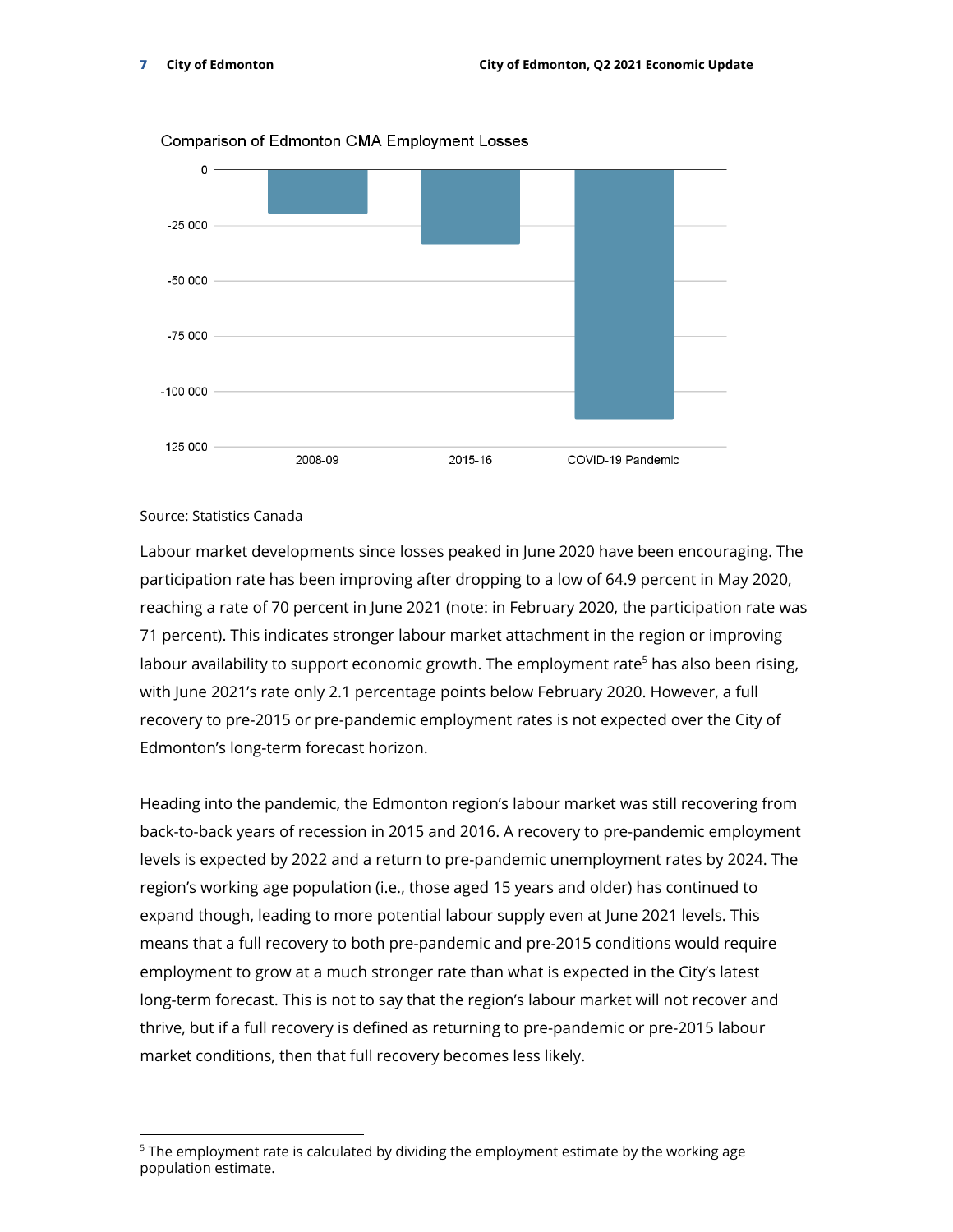Comparison of Edmonton CMA Employment Losses

0
-25,000
-50,000
-75,000
-100,000
-125,000

2008-09
2015-16
COVID-19 Pandemic

Source: Statistics Canada

Labour market developments since losses peaked in June 2020 have been encouraging. The participation rate has been improving after dropping to a low of 64.9 percent in May 2020, reaching a rate of 70 percent in June 2021 (note: in February 2020, the participation rate was 71 percent). This indicates stronger labour market attachment in the region or improving labour availability to support economic growth. The employment rate[5] has also been rising, with June 2021's rate only 2.1 percentage points below February 2020. However, a full recovery to pre-2015 or pre-pandemic employment rates is not expected over the City of Edmonton's long-term forecast horizon.

Heading into the pandemic, the Edmonton region's labour market was still recovering from back-to-back years of recession in 2015 and 2016. A recovery to pre-pandemic employment levels is expected by 2022 and a return to pre-pandemic unemployment rates by 2024. The region's working age population (i.e., those aged 15 years and older) has continued to expand though, leading to more potential labour supply even at June 2021 levels. This means that a full recovery to both pre-pandemic and pre-2015 conditions would require employment to grow at a much stronger rate than what is expected in the City's latest long-term forecast. This is not to say that the region's labour market will not recover and thrive, but if a full recovery is defined as returning to pre-pandemic or pre-2015 labour market conditions, then that full recovery becomes less likely.

[5] The employment rate is calculated by dividing the employment estimate by the working age population estimate.